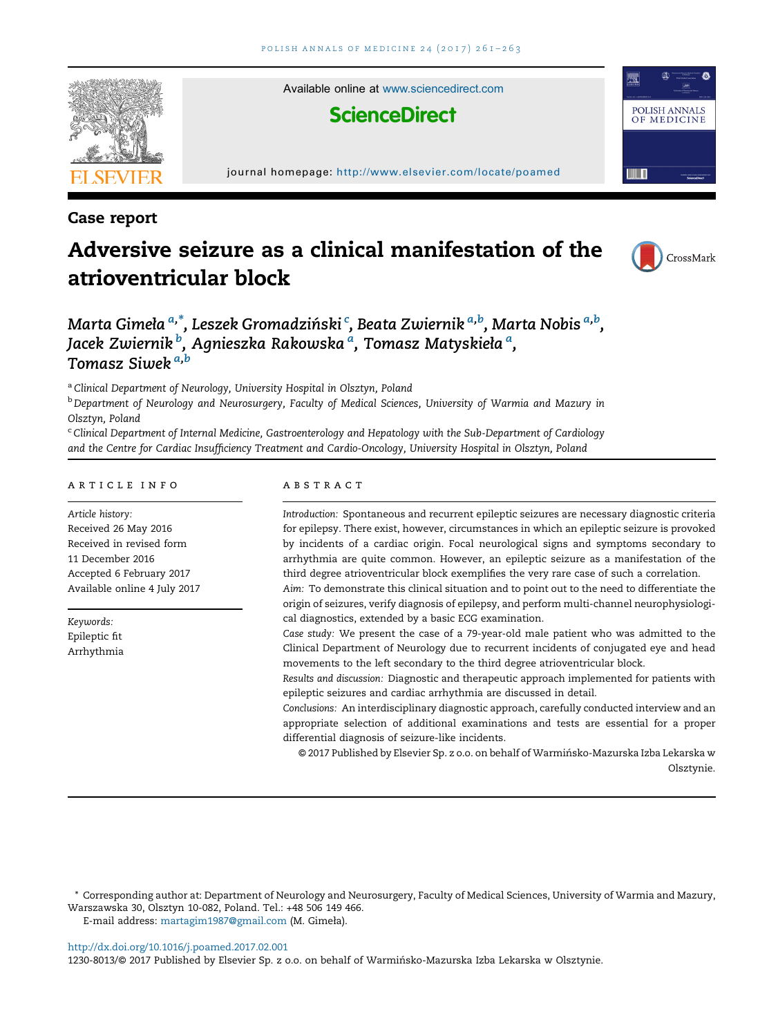Case report

# Adversive seizure as a clinical manifestation of the atrioventricular block

Marta Gimeła [a,*], Leszek Gromadziński [c], Beata Zwiernik [a,b], Marta Nobis [a,b], Jacek Zwiernik [b], Agnieszka Rakowska [a], Tomasz Matyskieła [a], Tomasz Siwek [a,b]

[a] Clinical Department of Neurology, University Hospital in Olsztyn, Poland

[b] Department of Neurology and Neurosurgery, Faculty of Medical Sciences, University of Warmia and Mazury in Olsztyn, Poland

[c] Clinical Department of Internal Medicine, Gastroenterology and Hepatology with the Sub-Department of Cardiology and the Centre for Cardiac Insufficiency Treatment and Cardio-Oncology, University Hospital in Olsztyn, Poland

## ARTICLE INFO

*Article history:*
Received 26 May 2016
Received in revised form
11 December 2016
Accepted 6 February 2017
Available online 4 July 2017

*Keywords:*
Epileptic fit
Arrhythmia

## ABSTRACT

*Introduction:* Spontaneous and recurrent epileptic seizures are necessary diagnostic criteria for epilepsy. There exist, however, circumstances in which an epileptic seizure is provoked by incidents of a cardiac origin. Focal neurological signs and symptoms secondary to arrhythmia are quite common. However, an epileptic seizure as a manifestation of the third degree atrioventricular block exemplifies the very rare case of such a correlation.

*Aim:* To demonstrate this clinical situation and to point out to the need to differentiate the origin of seizures, verify diagnosis of epilepsy, and perform multi-channel neurophysiological diagnostics, extended by a basic ECG examination.

*Case study:* We present the case of a 79-year-old male patient who was admitted to the Clinical Department of Neurology due to recurrent incidents of conjugated eye and head movements to the left secondary to the third degree atrioventricular block.

*Results and discussion:* Diagnostic and therapeutic approach implemented for patients with epileptic seizures and cardiac arrhythmia are discussed in detail.

*Conclusions:* An interdisciplinary diagnostic approach, carefully conducted interview and an appropriate selection of additional examinations and tests are essential for a proper differential diagnosis of seizure-like incidents.

© 2017 Published by Elsevier Sp. z o.o. on behalf of Warmińsko-Mazurska Izba Lekarska w Olsztynie.

\* Corresponding author at: Department of Neurology and Neurosurgery, Faculty of Medical Sciences, University of Warmia and Mazury, Warszawska 30, Olsztyn 10-082, Poland. Tel.: +48 506 149 466.
E-mail address: martagim1987@gmail.com (M. Gimeła).

http://dx.doi.org/10.1016/j.poamed.2017.02.001
1230-8013/© 2017 Published by Elsevier Sp. z o.o. on behalf of Warmińsko-Mazurska Izba Lekarska w Olsztynie.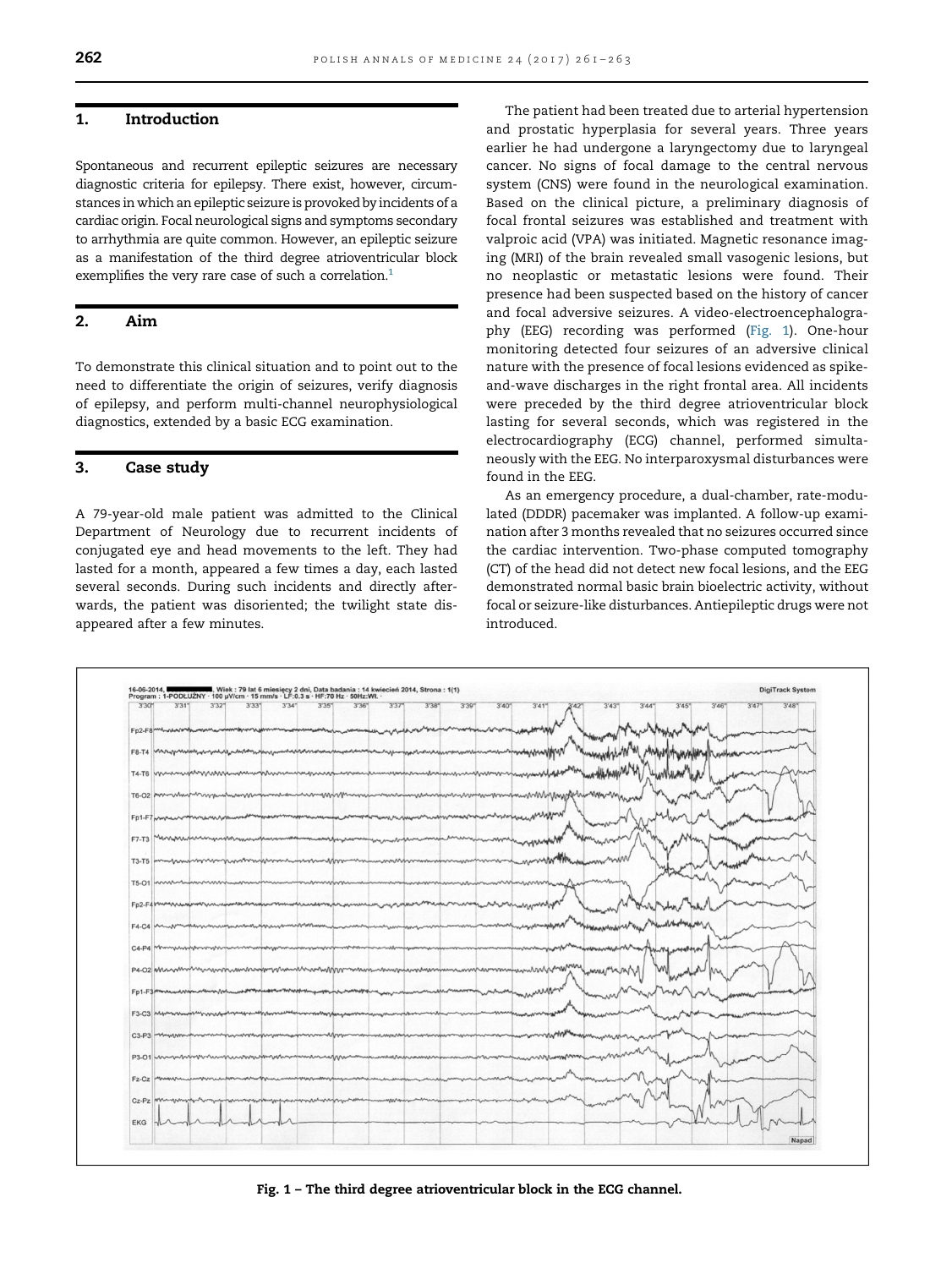## 1. Introduction

Spontaneous and recurrent epileptic seizures are necessary diagnostic criteria for epilepsy. There exist, however, circumstances in which an epileptic seizure is provoked by incidents of a cardiac origin. Focal neurological signs and symptoms secondary to arrhythmia are quite common. However, an epileptic seizure as a manifestation of the third degree atrioventricular block exemplifies the very rare case of such a correlation.[1]

## 2. Aim

To demonstrate this clinical situation and to point out to the need to differentiate the origin of seizures, verify diagnosis of epilepsy, and perform multi-channel neurophysiological diagnostics, extended by a basic ECG examination.

## 3. Case study

A 79-year-old male patient was admitted to the Clinical Department of Neurology due to recurrent incidents of conjugated eye and head movements to the left. They had lasted for a month, appeared a few times a day, each lasted several seconds. During such incidents and directly afterwards, the patient was disoriented; the twilight state disappeared after a few minutes.

The patient had been treated due to arterial hypertension and prostatic hyperplasia for several years. Three years earlier he had undergone a laryngectomy due to laryngeal cancer. No signs of focal damage to the central nervous system (CNS) were found in the neurological examination. Based on the clinical picture, a preliminary diagnosis of focal frontal seizures was established and treatment with valproic acid (VPA) was initiated. Magnetic resonance imaging (MRI) of the brain revealed small vasogenic lesions, but no neoplastic or metastatic lesions were found. Their presence had been suspected based on the history of cancer and focal adversive seizures. A video-electroencephalography (EEG) recording was performed (Fig. 1). One-hour monitoring detected four seizures of an adversive clinical nature with the presence of focal lesions evidenced as spike-and-wave discharges in the right frontal area. All incidents were preceded by the third degree atrioventricular block lasting for several seconds, which was registered in the electrocardiography (ECG) channel, performed simultaneously with the EEG. No interparoxysmal disturbances were found in the EEG.

As an emergency procedure, a dual-chamber, rate-modulated (DDDR) pacemaker was implanted. A follow-up examination after 3 months revealed that no seizures occurred since the cardiac intervention. Two-phase computed tomography (CT) of the head did not detect new focal lesions, and the EEG demonstrated normal basic brain bioelectric activity, without focal or seizure-like disturbances. Antiepileptic drugs were not introduced.

**Fig. 1 – The third degree atrioventricular block in the ECG channel.**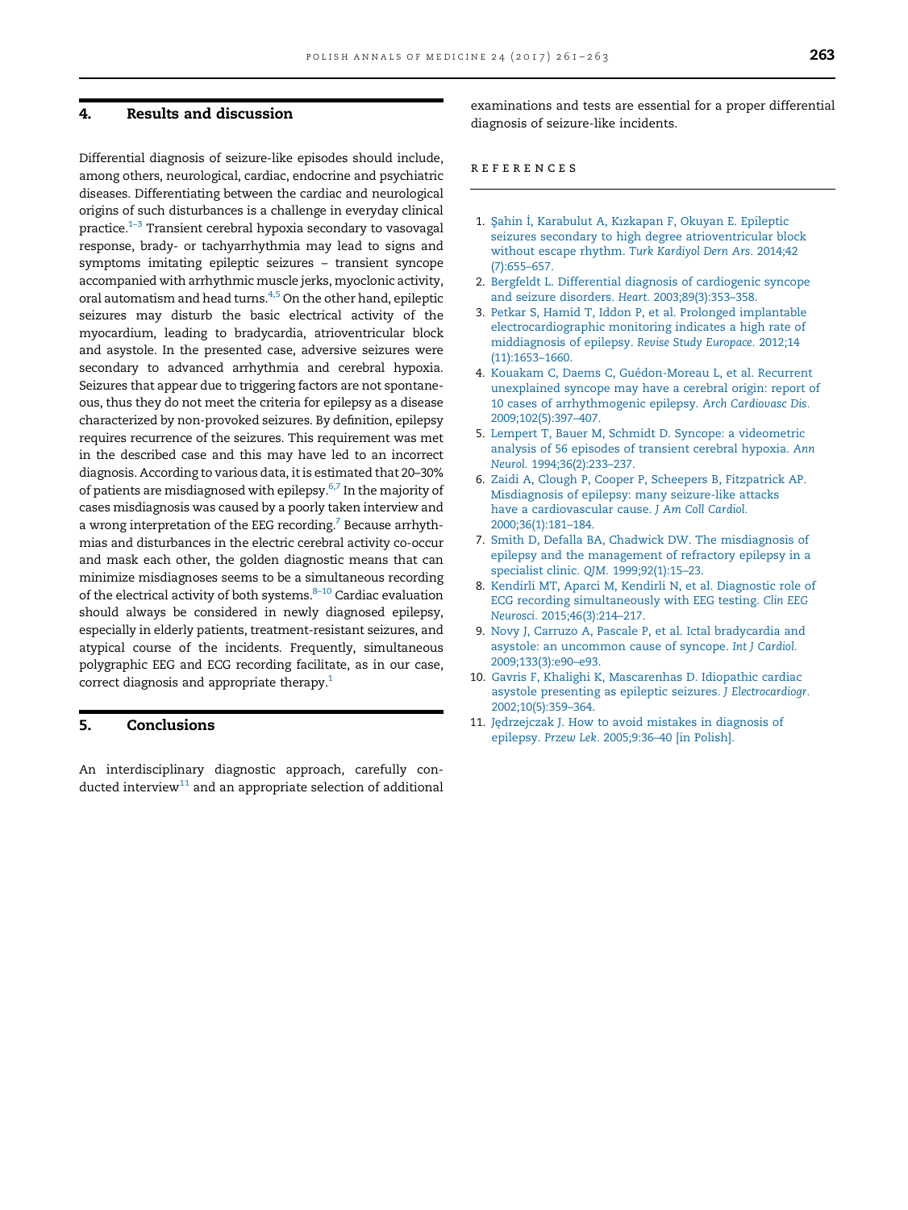## 4. Results and discussion

Differential diagnosis of seizure-like episodes should include, among others, neurological, cardiac, endocrine and psychiatric diseases. Differentiating between the cardiac and neurological origins of such disturbances is a challenge in everyday clinical practice.[1–3] Transient cerebral hypoxia secondary to vasovagal response, brady- or tachyarrhythmia may lead to signs and symptoms imitating epileptic seizures – transient syncope accompanied with arrhythmic muscle jerks, myoclonic activity, oral automatism and head turns.[4,5] On the other hand, epileptic seizures may disturb the basic electrical activity of the myocardium, leading to bradycardia, atrioventricular block and asystole. In the presented case, adversive seizures were secondary to advanced arrhythmia and cerebral hypoxia. Seizures that appear due to triggering factors are not spontaneous, thus they do not meet the criteria for epilepsy as a disease characterized by non-provoked seizures. By definition, epilepsy requires recurrence of the seizures. This requirement was met in the described case and this may have led to an incorrect diagnosis. According to various data, it is estimated that 20–30% of patients are misdiagnosed with epilepsy.[6,7] In the majority of cases misdiagnosis was caused by a poorly taken interview and a wrong interpretation of the EEG recording.[7] Because arrhythmias and disturbances in the electric cerebral activity co-occur and mask each other, the golden diagnostic means that can minimize misdiagnoses seems to be a simultaneous recording of the electrical activity of both systems.[8–10] Cardiac evaluation should always be considered in newly diagnosed epilepsy, especially in elderly patients, treatment-resistant seizures, and atypical course of the incidents. Frequently, simultaneous polygraphic EEG and ECG recording facilitate, as in our case, correct diagnosis and appropriate therapy.[1]

## 5. Conclusions

An interdisciplinary diagnostic approach, carefully conducted interview[11] and an appropriate selection of additional examinations and tests are essential for a proper differential diagnosis of seizure-like incidents.

## References

1. Şahin İ, Karabulut A, Kızkapan F, Okuyan E. Epileptic seizures secondary to high degree atrioventricular block without escape rhythm. *Turk Kardiyol Dern Ars.* 2014;42 (7):655–657.
2. Bergfeldt L. Differential diagnosis of cardiogenic syncope and seizure disorders. *Heart.* 2003;89(3):353–358.
3. Petkar S, Hamid T, Iddon P, et al. Prolonged implantable electrocardiographic monitoring indicates a high rate of middiagnosis of epilepsy. *Revise Study Europace.* 2012;14 (11):1653–1660.
4. Kouakam C, Daems C, Guédon-Moreau L, et al. Recurrent unexplained syncope may have a cerebral origin: report of 10 cases of arrhythmogenic epilepsy. *Arch Cardiovasc Dis.* 2009;102(5):397–407.
5. Lempert T, Bauer M, Schmidt D. Syncope: a videometric analysis of 56 episodes of transient cerebral hypoxia. *Ann Neurol.* 1994;36(2):233–237.
6. Zaidi A, Clough P, Cooper P, Scheepers B, Fitzpatrick AP. Misdiagnosis of epilepsy: many seizure-like attacks have a cardiovascular cause. *J Am Coll Cardiol.* 2000;36(1):181–184.
7. Smith D, Defalla BA, Chadwick DW. The misdiagnosis of epilepsy and the management of refractory epilepsy in a specialist clinic. *QJM.* 1999;92(1):15–23.
8. Kendirli MT, Aparci M, Kendirli N, et al. Diagnostic role of ECG recording simultaneously with EEG testing. *Clin EEG Neurosci.* 2015;46(3):214–217.
9. Novy J, Carruzo A, Pascale P, et al. Ictal bradycardia and asystole: an uncommon cause of syncope. *Int J Cardiol.* 2009;133(3):e90–e93.
10. Gavris F, Khalighi K, Mascarenhas D. Idiopathic cardiac asystole presenting as epileptic seizures. *J Electrocardiogr.* 2002;10(5):359–364.
11. Jędrzejczak J. How to avoid mistakes in diagnosis of epilepsy. *Przew Lek.* 2005;9:36–40 [in Polish].